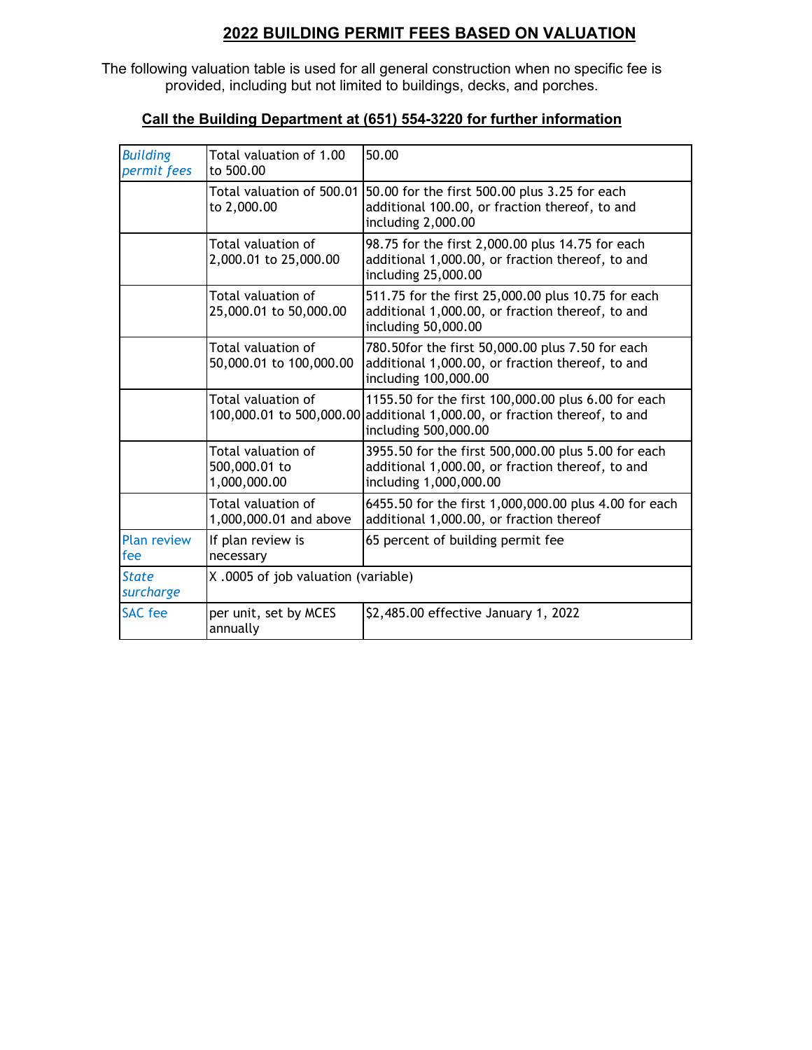## 2022 BUILDING PERMIT FEES BASED ON VALUATION

The following valuation table is used for all general construction when no specific fee is provided, including but not limited to buildings, decks, and porches.

**Call the Building Department at (651) 554-3220 for further information**

| | | |
|---|---|---|
| *Building permit fees* | Total valuation of 1.00 to 500.00 | 50.00 |
| | Total valuation of 500.01 to 2,000.00 | 50.00 for the first 500.00 plus 3.25 for each additional 100.00, or fraction thereof, to and including 2,000.00 |
| | Total valuation of 2,000.01 to 25,000.00 | 98.75 for the first 2,000.00 plus 14.75 for each additional 1,000.00, or fraction thereof, to and including 25,000.00 |
| | Total valuation of 25,000.01 to 50,000.00 | 511.75 for the first 25,000.00 plus 10.75 for each additional 1,000.00, or fraction thereof, to and including 50,000.00 |
| | Total valuation of 50,000.01 to 100,000.00 | 780.50for the first 50,000.00 plus 7.50 for each additional 1,000.00, or fraction thereof, to and including 100,000.00 |
| | Total valuation of 100,000.01 to 500,000.00 | 1155.50 for the first 100,000.00 plus 6.00 for each additional 1,000.00, or fraction thereof, to and including 500,000.00 |
| | Total valuation of 500,000.01 to 1,000,000.00 | 3955.50 for the first 500,000.00 plus 5.00 for each additional 1,000.00, or fraction thereof, to and including 1,000,000.00 |
| | Total valuation of 1,000,000.01 and above | 6455.50 for the first 1,000,000.00 plus 4.00 for each additional 1,000.00, or fraction thereof |
| Plan review fee | If plan review is necessary | 65 percent of building permit fee |
| *State surcharge* | X .0005 of job valuation (variable) | |
| SAC fee | per unit, set by MCES annually | $2,485.00 effective January 1, 2022 |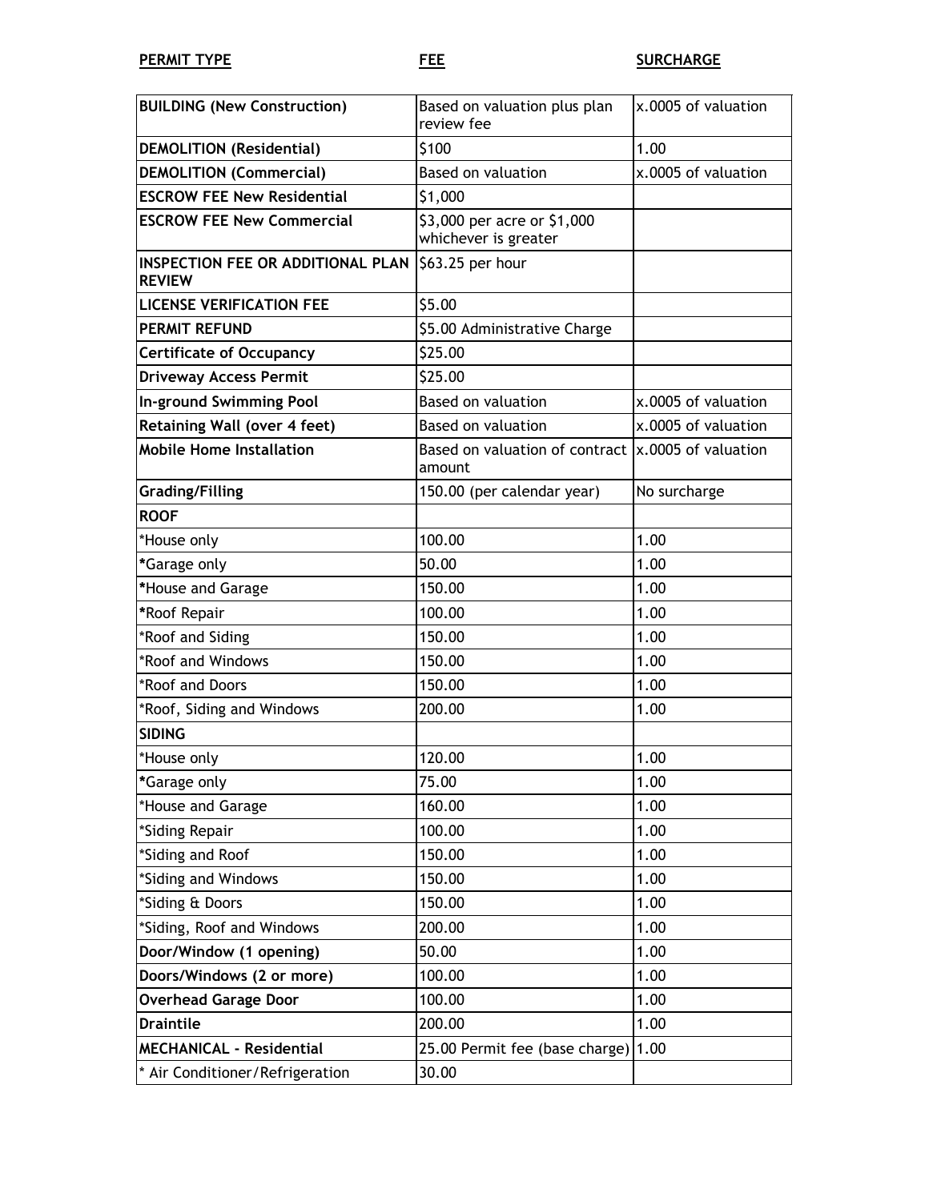| **PERMIT TYPE** | **FEE** | **SURCHARGE** |
|---|---|---|
| **BUILDING (New Construction)** | Based on valuation plus plan review fee | x.0005 of valuation |
| **DEMOLITION (Residential)** | $100 | 1.00 |
| **DEMOLITION (Commercial)** | Based on valuation | x.0005 of valuation |
| **ESCROW FEE New Residential** | $1,000 | |
| **ESCROW FEE New Commercial** | $3,000 per acre or $1,000 whichever is greater | |
| **INSPECTION FEE OR ADDITIONAL PLAN REVIEW** | $63.25 per hour | |
| **LICENSE VERIFICATION FEE** | $5.00 | |
| **PERMIT REFUND** | $5.00 Administrative Charge | |
| **Certificate of Occupancy** | $25.00 | |
| **Driveway Access Permit** | $25.00 | |
| **In-ground Swimming Pool** | Based on valuation | x.0005 of valuation |
| **Retaining Wall (over 4 feet)** | Based on valuation | x.0005 of valuation |
| **Mobile Home Installation** | Based on valuation of contract amount | x.0005 of valuation |
| **Grading/Filling** | 150.00 (per calendar year) | No surcharge |
| **ROOF** | | |
| *House only | 100.00 | 1.00 |
| *Garage only | 50.00 | 1.00 |
| *House and Garage | 150.00 | 1.00 |
| *Roof Repair | 100.00 | 1.00 |
| *Roof and Siding | 150.00 | 1.00 |
| *Roof and Windows | 150.00 | 1.00 |
| *Roof and Doors | 150.00 | 1.00 |
| *Roof, Siding and Windows | 200.00 | 1.00 |
| **SIDING** | | |
| *House only | 120.00 | 1.00 |
| *Garage only | 75.00 | 1.00 |
| *House and Garage | 160.00 | 1.00 |
| *Siding Repair | 100.00 | 1.00 |
| *Siding and Roof | 150.00 | 1.00 |
| *Siding and Windows | 150.00 | 1.00 |
| *Siding & Doors | 150.00 | 1.00 |
| *Siding, Roof and Windows | 200.00 | 1.00 |
| **Door/Window (1 opening)** | 50.00 | 1.00 |
| **Doors/Windows (2 or more)** | 100.00 | 1.00 |
| **Overhead Garage Door** | 100.00 | 1.00 |
| **Draintile** | 200.00 | 1.00 |
| **MECHANICAL - Residential** | 25.00 Permit fee (base charge) | 1.00 |
| * Air Conditioner/Refrigeration | 30.00 | |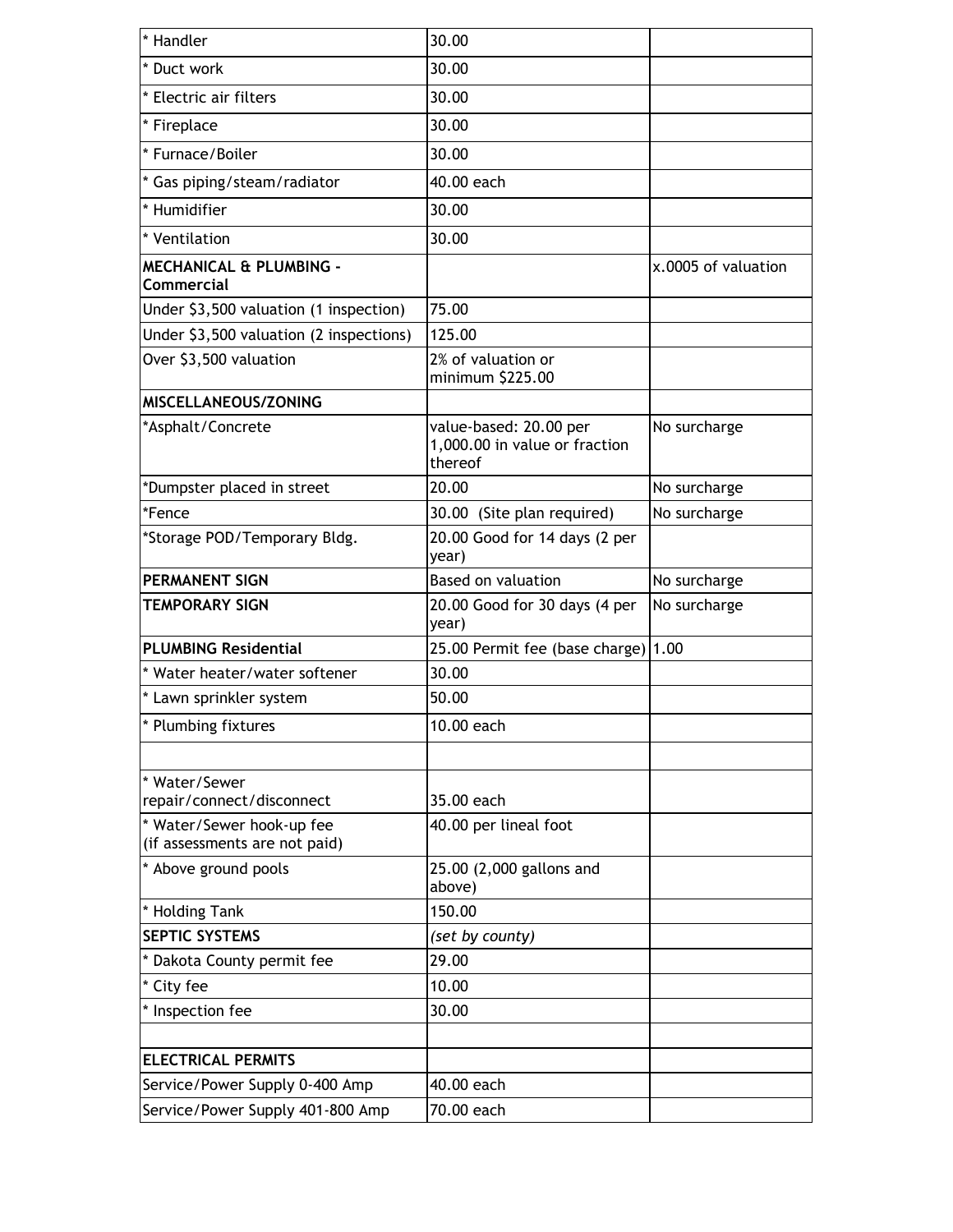| * Handler | 30.00 | |
|---|---|---|
| * Duct work | 30.00 | |
| * Electric air filters | 30.00 | |
| * Fireplace | 30.00 | |
| * Furnace/Boiler | 30.00 | |
| * Gas piping/steam/radiator | 40.00 each | |
| * Humidifier | 30.00 | |
| * Ventilation | 30.00 | |
| **MECHANICAL & PLUMBING - Commercial** | | x.0005 of valuation |
| Under $3,500 valuation (1 inspection) | 75.00 | |
| Under $3,500 valuation (2 inspections) | 125.00 | |
| Over $3,500 valuation | 2% of valuation or minimum $225.00 | |
| **MISCELLANEOUS/ZONING** | | |
| *Asphalt/Concrete | value-based: 20.00 per 1,000.00 in value or fraction thereof | No surcharge |
| *Dumpster placed in street | 20.00 | No surcharge |
| *Fence | 30.00 (Site plan required) | No surcharge |
| *Storage POD/Temporary Bldg. | 20.00 Good for 14 days (2 per year) | |
| **PERMANENT SIGN** | Based on valuation | No surcharge |
| **TEMPORARY SIGN** | 20.00 Good for 30 days (4 per year) | No surcharge |
| **PLUMBING Residential** | 25.00 Permit fee (base charge) | 1.00 |
| * Water heater/water softener | 30.00 | |
| * Lawn sprinkler system | 50.00 | |
| * Plumbing fixtures | 10.00 each | |
| | | |
| * Water/Sewer repair/connect/disconnect | 35.00 each | |
| * Water/Sewer hook-up fee (if assessments are not paid) | 40.00 per lineal foot | |
| * Above ground pools | 25.00 (2,000 gallons and above) | |
| * Holding Tank | 150.00 | |
| **SEPTIC SYSTEMS** | *(set by county)* | |
| * Dakota County permit fee | 29.00 | |
| * City fee | 10.00 | |
| * Inspection fee | 30.00 | |
| | | |
| **ELECTRICAL PERMITS** | | |
| Service/Power Supply 0-400 Amp | 40.00 each | |
| Service/Power Supply 401-800 Amp | 70.00 each | |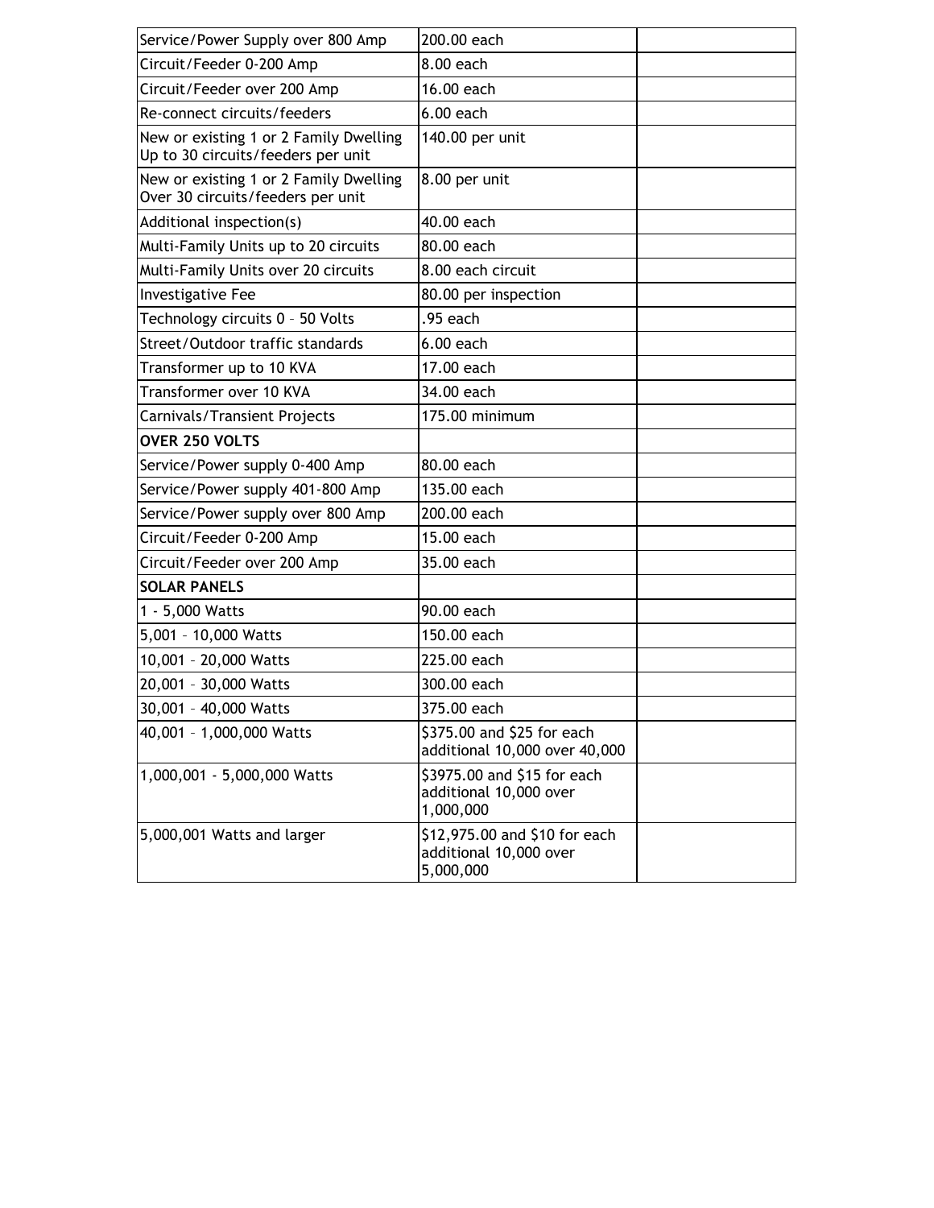| | | |
|---|---|---|
| Service/Power Supply over 800 Amp | 200.00 each | |
| Circuit/Feeder 0-200 Amp | 8.00 each | |
| Circuit/Feeder over 200 Amp | 16.00 each | |
| Re-connect circuits/feeders | 6.00 each | |
| New or existing 1 or 2 Family Dwelling Up to 30 circuits/feeders per unit | 140.00 per unit | |
| New or existing 1 or 2 Family Dwelling Over 30 circuits/feeders per unit | 8.00 per unit | |
| Additional inspection(s) | 40.00 each | |
| Multi-Family Units up to 20 circuits | 80.00 each | |
| Multi-Family Units over 20 circuits | 8.00 each circuit | |
| Investigative Fee | 80.00 per inspection | |
| Technology circuits 0 – 50 Volts | .95 each | |
| Street/Outdoor traffic standards | 6.00 each | |
| Transformer up to 10 KVA | 17.00 each | |
| Transformer over 10 KVA | 34.00 each | |
| Carnivals/Transient Projects | 175.00 minimum | |
| **OVER 250 VOLTS** | | |
| Service/Power supply 0-400 Amp | 80.00 each | |
| Service/Power supply 401-800 Amp | 135.00 each | |
| Service/Power supply over 800 Amp | 200.00 each | |
| Circuit/Feeder 0-200 Amp | 15.00 each | |
| Circuit/Feeder over 200 Amp | 35.00 each | |
| **SOLAR PANELS** | | |
| 1 - 5,000 Watts | 90.00 each | |
| 5,001 – 10,000 Watts | 150.00 each | |
| 10,001 – 20,000 Watts | 225.00 each | |
| 20,001 – 30,000 Watts | 300.00 each | |
| 30,001 – 40,000 Watts | 375.00 each | |
| 40,001 – 1,000,000 Watts | $375.00 and $25 for each additional 10,000 over 40,000 | |
| 1,000,001 - 5,000,000 Watts | $3975.00 and $15 for each additional 10,000 over 1,000,000 | |
| 5,000,001 Watts and larger | $12,975.00 and $10 for each additional 10,000 over 5,000,000 | |